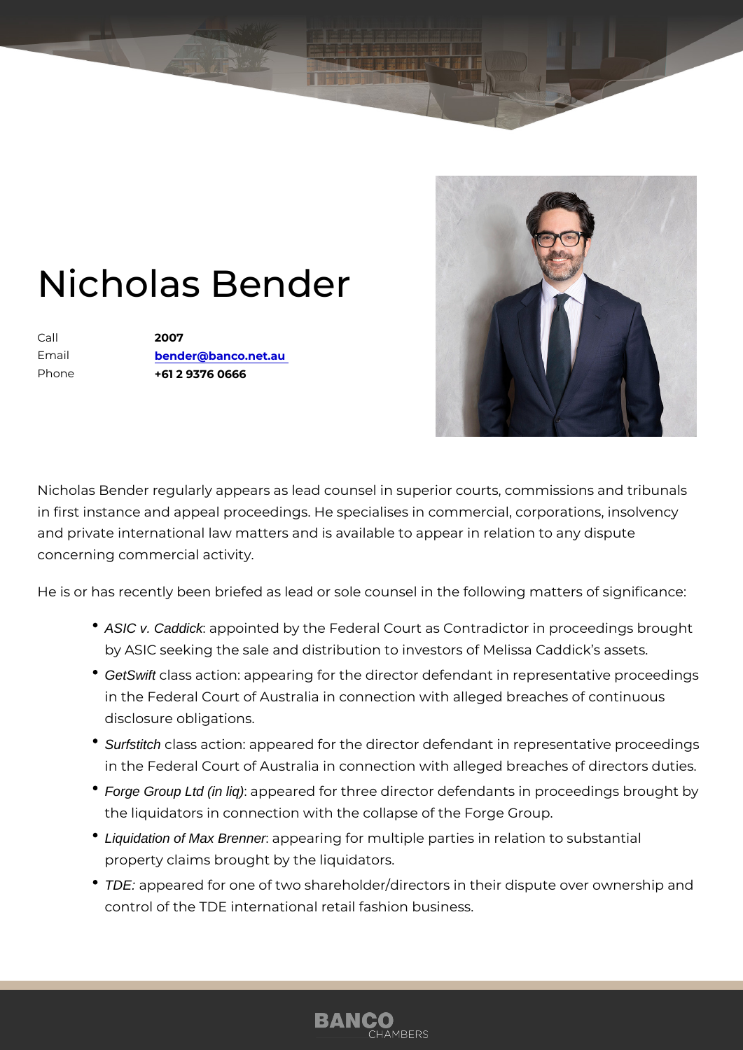# Nicholas Bender

| | |
|---|---|
| Call | **2007** |
| Email | **bender@banco.net.au** |
| Phone | **+61 2 9376 0666** |

Nicholas Bender regularly appears as lead counsel in superior courts, commissions and tribunals in first instance and appeal proceedings. He specialises in commercial, corporations, insolvency and private international law matters and is available to appear in relation to any dispute concerning commercial activity.

He is or has recently been briefed as lead or sole counsel in the following matters of significance:

- *ASIC v. Caddick*: appointed by the Federal Court as Contradictor in proceedings brought by ASIC seeking the sale and distribution to investors of Melissa Caddick's assets.
- *GetSwift* class action: appearing for the director defendant in representative proceedings in the Federal Court of Australia in connection with alleged breaches of continuous disclosure obligations.
- *Surfstitch* class action: appeared for the director defendant in representative proceedings in the Federal Court of Australia in connection with alleged breaches of directors duties.
- *Forge Group Ltd (in liq)*: appeared for three director defendants in proceedings brought by the liquidators in connection with the collapse of the Forge Group.
- *Liquidation of Max Brenner*: appearing for multiple parties in relation to substantial property claims brought by the liquidators.
- *TDE:* appeared for one of two shareholder/directors in their dispute over ownership and control of the TDE international retail fashion business.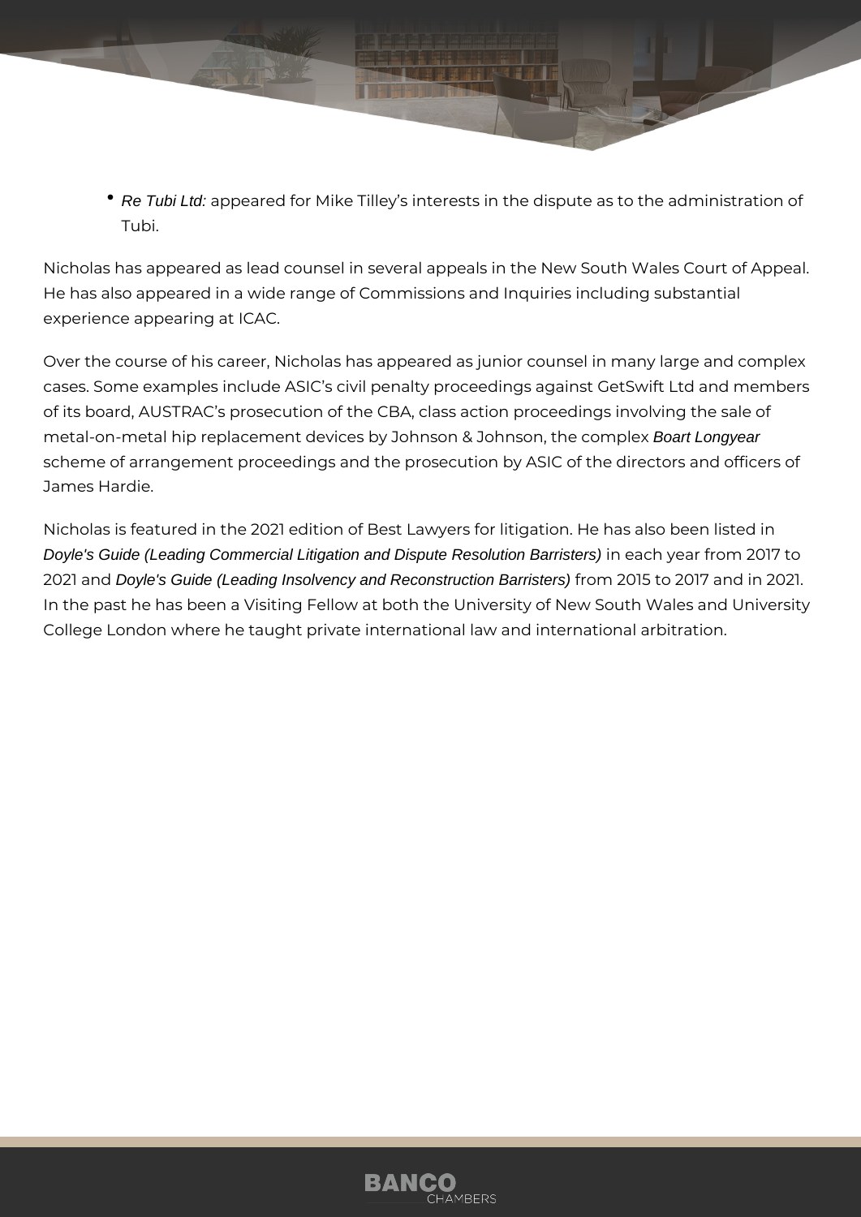- *Re Tubi Ltd:* appeared for Mike Tilley's interests in the dispute as to the administration of Tubi.

Nicholas has appeared as lead counsel in several appeals in the New South Wales Court of Appeal. He has also appeared in a wide range of Commissions and Inquiries including substantial experience appearing at ICAC.

Over the course of his career, Nicholas has appeared as junior counsel in many large and complex cases. Some examples include ASIC's civil penalty proceedings against GetSwift Ltd and members of its board, AUSTRAC's prosecution of the CBA, class action proceedings involving the sale of metal-on-metal hip replacement devices by Johnson & Johnson, the complex *Boart Longyear* scheme of arrangement proceedings and the prosecution by ASIC of the directors and officers of James Hardie.

Nicholas is featured in the 2021 edition of Best Lawyers for litigation. He has also been listed in *Doyle's Guide (Leading Commercial Litigation and Dispute Resolution Barristers)* in each year from 2017 to 2021 and *Doyle's Guide (Leading Insolvency and Reconstruction Barristers)* from 2015 to 2017 and in 2021. In the past he has been a Visiting Fellow at both the University of New South Wales and University College London where he taught private international law and international arbitration.